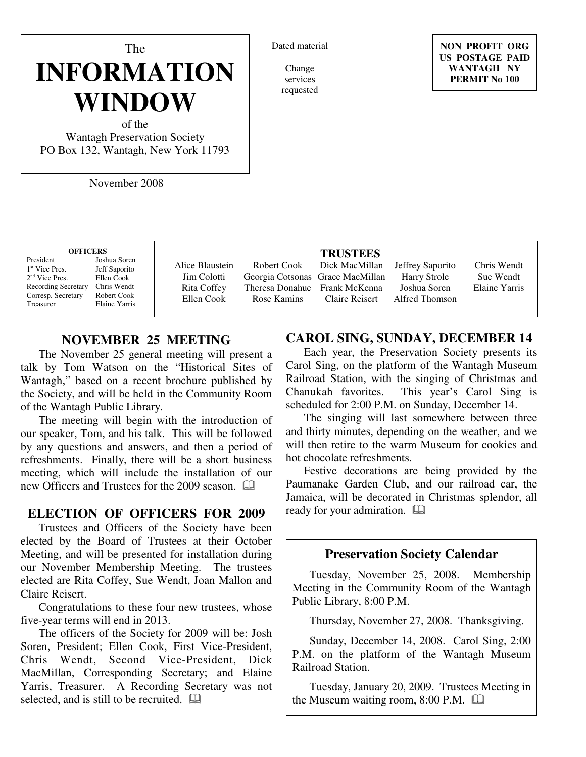The

# INFORMATION WINDOW

of the
Wantagh Preservation Society
PO Box 132, Wantagh, New York 11793

November 2008

Dated material

Change services requested

**NON PROFIT ORG**
**US POSTAGE PAID**
**WANTAGH NY**
**PERMIT No 100**

**OFFICERS**

| | |
|---|---|
| President | Joshua Soren |
| 1st Vice Pres. | Jeff Saporito |
| 2nd Vice Pres. | Ellen Cook |
| Recording Secretary | Chris Wendt |
| Corresp. Secretary | Robert Cook |
| Treasurer | Elaine Yarris |

**TRUSTEES**

| | | | | |
|---|---|---|---|---|
| Alice Blaustein | Robert Cook | Dick MacMillan | Jeffrey Saporito | Chris Wendt |
| Jim Colotti | Georgia Cotsonas | Grace MacMillan | Harry Strole | Sue Wendt |
| Rita Coffey | Theresa Donahue | Frank McKenna | Joshua Soren | Elaine Yarris |
| Ellen Cook | Rose Kamins | Claire Reisert | Alfred Thomson | |

## NOVEMBER 25 MEETING

The November 25 general meeting will present a talk by Tom Watson on the "Historical Sites of Wantagh," based on a recent brochure published by the Society, and will be held in the Community Room of the Wantagh Public Library.

The meeting will begin with the introduction of our speaker, Tom, and his talk. This will be followed by any questions and answers, and then a period of refreshments. Finally, there will be a short business meeting, which will include the installation of our new Officers and Trustees for the 2009 season. 🕮

## ELECTION OF OFFICERS FOR 2009

Trustees and Officers of the Society have been elected by the Board of Trustees at their October Meeting, and will be presented for installation during our November Membership Meeting. The trustees elected are Rita Coffey, Sue Wendt, Joan Mallon and Claire Reisert.

Congratulations to these four new trustees, whose five-year terms will end in 2013.

The officers of the Society for 2009 will be: Josh Soren, President; Ellen Cook, First Vice-President, Chris Wendt, Second Vice-President, Dick MacMillan, Corresponding Secretary; and Elaine Yarris, Treasurer. A Recording Secretary was not selected, and is still to be recruited. 🕮

## CAROL SING, SUNDAY, DECEMBER 14

Each year, the Preservation Society presents its Carol Sing, on the platform of the Wantagh Museum Railroad Station, with the singing of Christmas and Chanukah favorites. This year's Carol Sing is scheduled for 2:00 P.M. on Sunday, December 14.

The singing will last somewhere between three and thirty minutes, depending on the weather, and we will then retire to the warm Museum for cookies and hot chocolate refreshments.

Festive decorations are being provided by the Paumanake Garden Club, and our railroad car, the Jamaica, will be decorated in Christmas splendor, all ready for your admiration. 🕮

### Preservation Society Calendar

Tuesday, November 25, 2008. Membership Meeting in the Community Room of the Wantagh Public Library, 8:00 P.M.

Thursday, November 27, 2008. Thanksgiving.

Sunday, December 14, 2008. Carol Sing, 2:00 P.M. on the platform of the Wantagh Museum Railroad Station.

Tuesday, January 20, 2009. Trustees Meeting in the Museum waiting room, 8:00 P.M. 🕮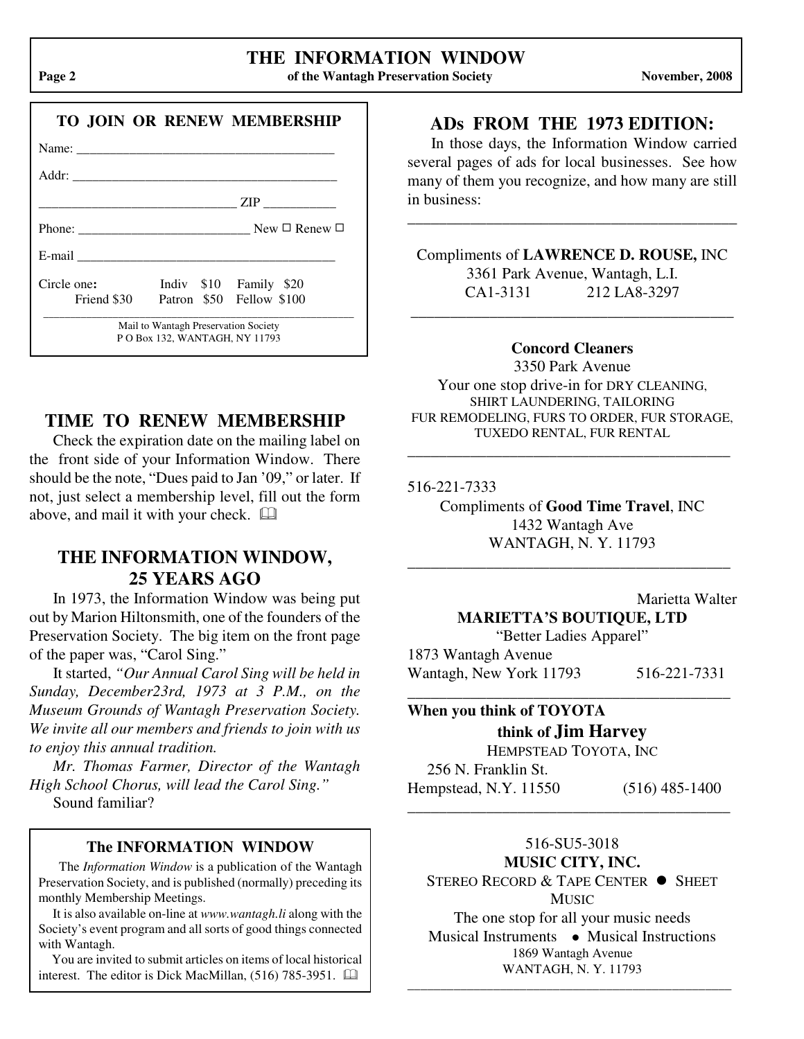## TO JOIN OR RENEW MEMBERSHIP

Name: ______________________________________

Addr: ______________________________________

____________________________ ZIP __________

Phone: _________________________ New ☐ Renew ☐

E-mail ______________________________________

Circle one: Indiv $10 Family $20
Friend $30 Patron $50 Fellow $100

Mail to Wantagh Preservation Society
P O Box 132, WANTAGH, NY 11793

## TIME TO RENEW MEMBERSHIP

Check the expiration date on the mailing label on the front side of your Information Window. There should be the note, "Dues paid to Jan '09," or later. If not, just select a membership level, fill out the form above, and mail it with your check. 🕮

## THE INFORMATION WINDOW, 25 YEARS AGO

In 1973, the Information Window was being put out by Marion Hiltonsmith, one of the founders of the Preservation Society. The big item on the front page of the paper was, "Carol Sing."

It started, *"Our Annual Carol Sing will be held in Sunday, December23rd, 1973 at 3 P.M., on the Museum Grounds of Wantagh Preservation Society. We invite all our members and friends to join with us to enjoy this annual tradition.*

*Mr. Thomas Farmer, Director of the Wantagh High School Chorus, will lead the Carol Sing."*

Sound familiar?

### The INFORMATION WINDOW

The *Information Window* is a publication of the Wantagh Preservation Society, and is published (normally) preceding its monthly Membership Meetings.

It is also available on-line at *www.wantagh.li* along with the Society's event program and all sorts of good things connected with Wantagh.

You are invited to submit articles on items of local historical interest. The editor is Dick MacMillan, (516) 785-3951. 🕮

## ADs FROM THE 1973 EDITION:

In those days, the Information Window carried several pages of ads for local businesses. See how many of them you recognize, and how many are still in business:

---

Compliments of **LAWRENCE D. ROUSE,** INC
3361 Park Avenue, Wantagh, L.I.
CA1-3131 212 LA8-3297

---

**Concord Cleaners**
3350 Park Avenue
Your one stop drive-in for DRY CLEANING, SHIRT LAUNDERING, TAILORING
FUR REMODELING, FURS TO ORDER, FUR STORAGE, TUXEDO RENTAL, FUR RENTAL

---

516-221-7333
Compliments of **Good Time Travel**, INC
1432 Wantagh Ave
WANTAGH, N. Y. 11793

---

Marietta Walter
**MARIETTA'S BOUTIQUE, LTD**
"Better Ladies Apparel"
1873 Wantagh Avenue
Wantagh, New York 11793 516-221-7331

---

**When you think of TOYOTA**
**think of Jim Harvey**
HEMPSTEAD TOYOTA, INC
256 N. Franklin St.
Hempstead, N.Y. 11550 (516) 485-1400

---

516-SU5-3018
**MUSIC CITY, INC.**
STEREO RECORD & TAPE CENTER ● SHEET MUSIC
The one stop for all your music needs
Musical Instruments ● Musical Instructions
1869 Wantagh Avenue
WANTAGH, N. Y. 11793